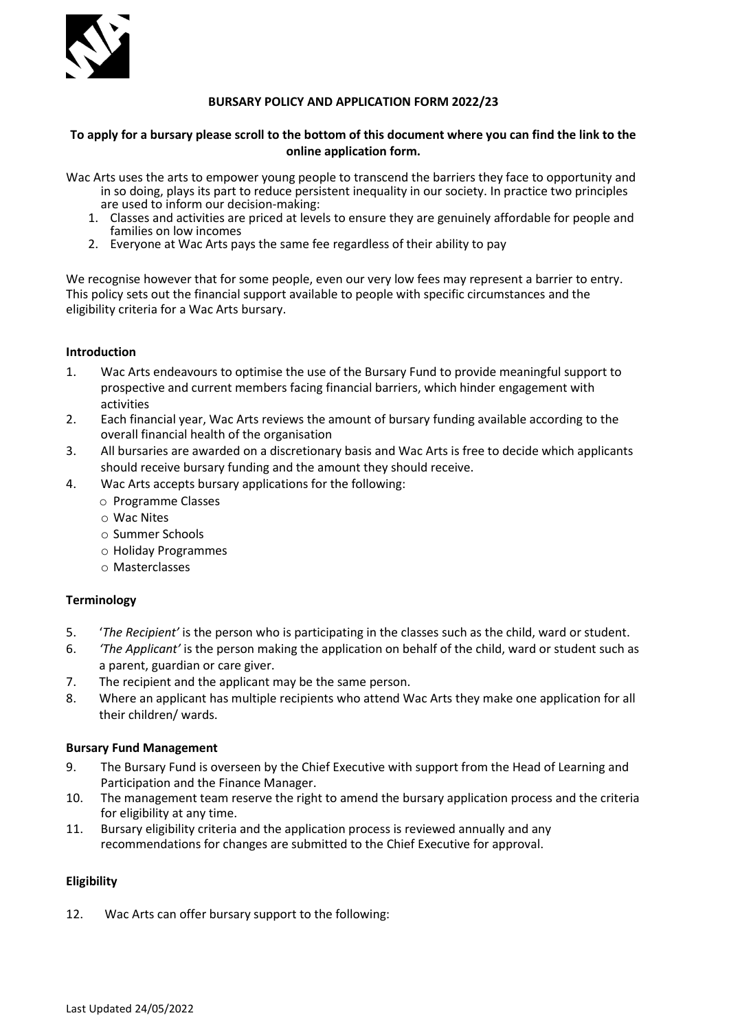**BURSARY POLICY AND APPLICATION FORM 2022/23**

**To apply for a bursary please scroll to the bottom of this document where you can find the link to the online application form.**

Wac Arts uses the arts to empower young people to transcend the barriers they face to opportunity and in so doing, plays its part to reduce persistent inequality in our society. In practice two principles are used to inform our decision-making:

1. Classes and activities are priced at levels to ensure they are genuinely affordable for people and families on low incomes
2. Everyone at Wac Arts pays the same fee regardless of their ability to pay

We recognise however that for some people, even our very low fees may represent a barrier to entry. This policy sets out the financial support available to people with specific circumstances and the eligibility criteria for a Wac Arts bursary.

**Introduction**

1. Wac Arts endeavours to optimise the use of the Bursary Fund to provide meaningful support to prospective and current members facing financial barriers, which hinder engagement with activities
2. Each financial year, Wac Arts reviews the amount of bursary funding available according to the overall financial health of the organisation
3. All bursaries are awarded on a discretionary basis and Wac Arts is free to decide which applicants should receive bursary funding and the amount they should receive.
4. Wac Arts accepts bursary applications for the following:
   - Programme Classes
   - Wac Nites
   - Summer Schools
   - Holiday Programmes
   - Masterclasses

**Terminology**

5. '*The Recipient'* is the person who is participating in the classes such as the child, ward or student.
6. *'The Applicant'* is the person making the application on behalf of the child, ward or student such as a parent, guardian or care giver.
7. The recipient and the applicant may be the same person.
8. Where an applicant has multiple recipients who attend Wac Arts they make one application for all their children/ wards.

**Bursary Fund Management**

9. The Bursary Fund is overseen by the Chief Executive with support from the Head of Learning and Participation and the Finance Manager.
10. The management team reserve the right to amend the bursary application process and the criteria for eligibility at any time.
11. Bursary eligibility criteria and the application process is reviewed annually and any recommendations for changes are submitted to the Chief Executive for approval.

**Eligibility**

12. Wac Arts can offer bursary support to the following: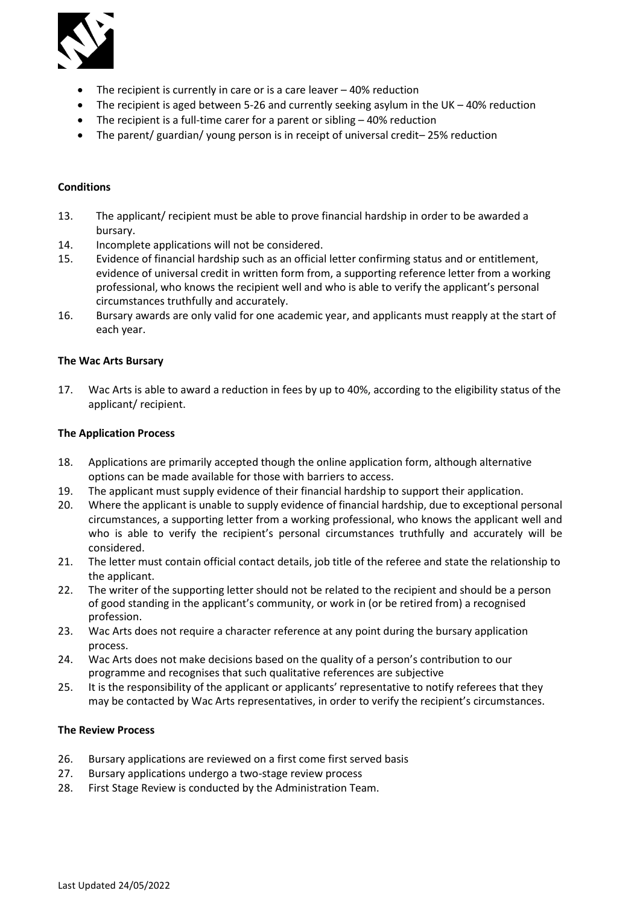- The recipient is currently in care or is a care leaver – 40% reduction
- The recipient is aged between 5-26 and currently seeking asylum in the UK – 40% reduction
- The recipient is a full-time carer for a parent or sibling – 40% reduction
- The parent/ guardian/ young person is in receipt of universal credit– 25% reduction

**Conditions**

13. The applicant/ recipient must be able to prove financial hardship in order to be awarded a bursary.
14. Incomplete applications will not be considered.
15. Evidence of financial hardship such as an official letter confirming status and or entitlement, evidence of universal credit in written form from, a supporting reference letter from a working professional, who knows the recipient well and who is able to verify the applicant's personal circumstances truthfully and accurately.
16. Bursary awards are only valid for one academic year, and applicants must reapply at the start of each year.

**The Wac Arts Bursary**

17. Wac Arts is able to award a reduction in fees by up to 40%, according to the eligibility status of the applicant/ recipient.

**The Application Process**

18. Applications are primarily accepted though the online application form, although alternative options can be made available for those with barriers to access.
19. The applicant must supply evidence of their financial hardship to support their application.
20. Where the applicant is unable to supply evidence of financial hardship, due to exceptional personal circumstances, a supporting letter from a working professional, who knows the applicant well and who is able to verify the recipient's personal circumstances truthfully and accurately will be considered.
21. The letter must contain official contact details, job title of the referee and state the relationship to the applicant.
22. The writer of the supporting letter should not be related to the recipient and should be a person of good standing in the applicant's community, or work in (or be retired from) a recognised profession.
23. Wac Arts does not require a character reference at any point during the bursary application process.
24. Wac Arts does not make decisions based on the quality of a person's contribution to our programme and recognises that such qualitative references are subjective
25. It is the responsibility of the applicant or applicants' representative to notify referees that they may be contacted by Wac Arts representatives, in order to verify the recipient's circumstances.

**The Review Process**

26. Bursary applications are reviewed on a first come first served basis
27. Bursary applications undergo a two-stage review process
28. First Stage Review is conducted by the Administration Team.

Last Updated 24/05/2022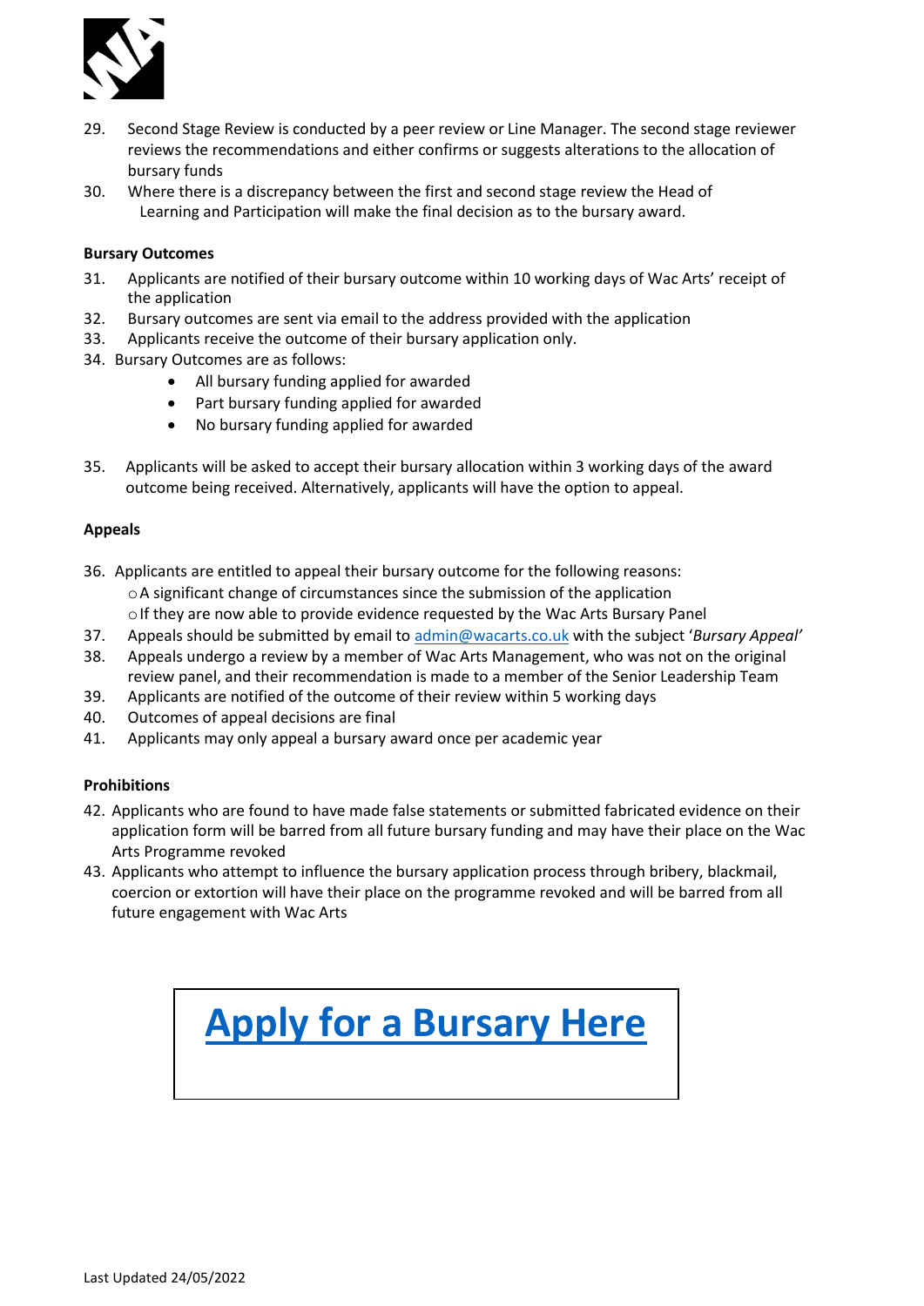29. Second Stage Review is conducted by a peer review or Line Manager. The second stage reviewer reviews the recommendations and either confirms or suggests alterations to the allocation of bursary funds
30. Where there is a discrepancy between the first and second stage review the Head of Learning and Participation will make the final decision as to the bursary award.

**Bursary Outcomes**

31. Applicants are notified of their bursary outcome within 10 working days of Wac Arts' receipt of the application
32. Bursary outcomes are sent via email to the address provided with the application
33. Applicants receive the outcome of their bursary application only.
34. Bursary Outcomes are as follows:
    - All bursary funding applied for awarded
    - Part bursary funding applied for awarded
    - No bursary funding applied for awarded
35. Applicants will be asked to accept their bursary allocation within 3 working days of the award outcome being received. Alternatively, applicants will have the option to appeal.

**Appeals**

36. Applicants are entitled to appeal their bursary outcome for the following reasons:
    - A significant change of circumstances since the submission of the application
    - If they are now able to provide evidence requested by the Wac Arts Bursary Panel
37. Appeals should be submitted by email to admin@wacarts.co.uk with the subject '*Bursary Appeal'*
38. Appeals undergo a review by a member of Wac Arts Management, who was not on the original review panel, and their recommendation is made to a member of the Senior Leadership Team
39. Applicants are notified of the outcome of their review within 5 working days
40. Outcomes of appeal decisions are final
41. Applicants may only appeal a bursary award once per academic year

**Prohibitions**

42. Applicants who are found to have made false statements or submitted fabricated evidence on their application form will be barred from all future bursary funding and may have their place on the Wac Arts Programme revoked
43. Applicants who attempt to influence the bursary application process through bribery, blackmail, coercion or extortion will have their place on the programme revoked and will be barred from all future engagement with Wac Arts

# Apply for a Bursary Here

Last Updated 24/05/2022